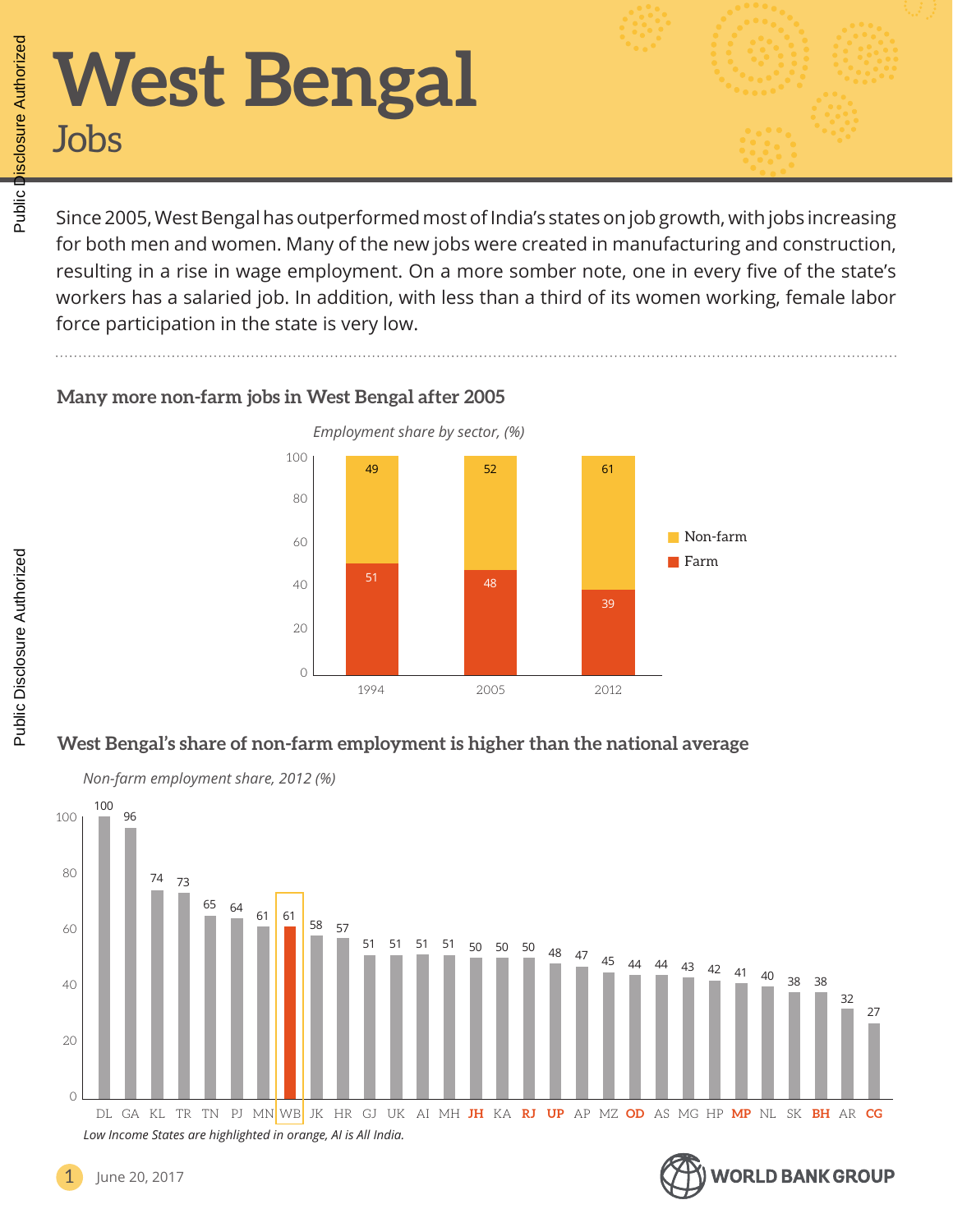# West Bengal

## Jobs

Since 2005, West Bengal has outperformed most of India's states on job growth, with jobs increasing for both men and women. Many of the new jobs were created in manufacturing and construction, resulting in a rise in wage employment. On a more somber note, one in every five of the state's workers has a salaried job. In addition, with less than a third of its women working, female labor force participation in the state is very low.

### Many more non-farm jobs in West Bengal after 2005

*Employment share by sector, (%)*

| | 1994 | 2005 | 2012 |
|---|---|---|---|
| Non-farm | 49 | 52 | 61 |
| Farm | 51 | 48 | 39 |

### West Bengal's share of non-farm employment is higher than the national average

*Non-farm employment share, 2012 (%)*

| State | Share |
|---|---|
| DL | 100 |
| GA | 96 |
| KL | 74 |
| TR | 73 |
| TN | 65 |
| PJ | 64 |
| MN | 61 |
| WB | 61 |
| JK | 58 |
| HR | 57 |
| GJ | 51 |
| UK | 51 |
| AI | 51 |
| MH | 51 |
| **JH** | 50 |
| KA | 50 |
| **RJ** | 50 |
| **UP** | 48 |
| AP | 47 |
| MZ | 45 |
| **OD** | 44 |
| AS | 44 |
| MG | 43 |
| HP | 42 |
| **MP** | 41 |
| NL | 40 |
| SK | 38 |
| **BH** | 38 |
| AR | 32 |
| **CG** | 27 |

*Low Income States are highlighted in orange, AI is All India.*

June 20, 2017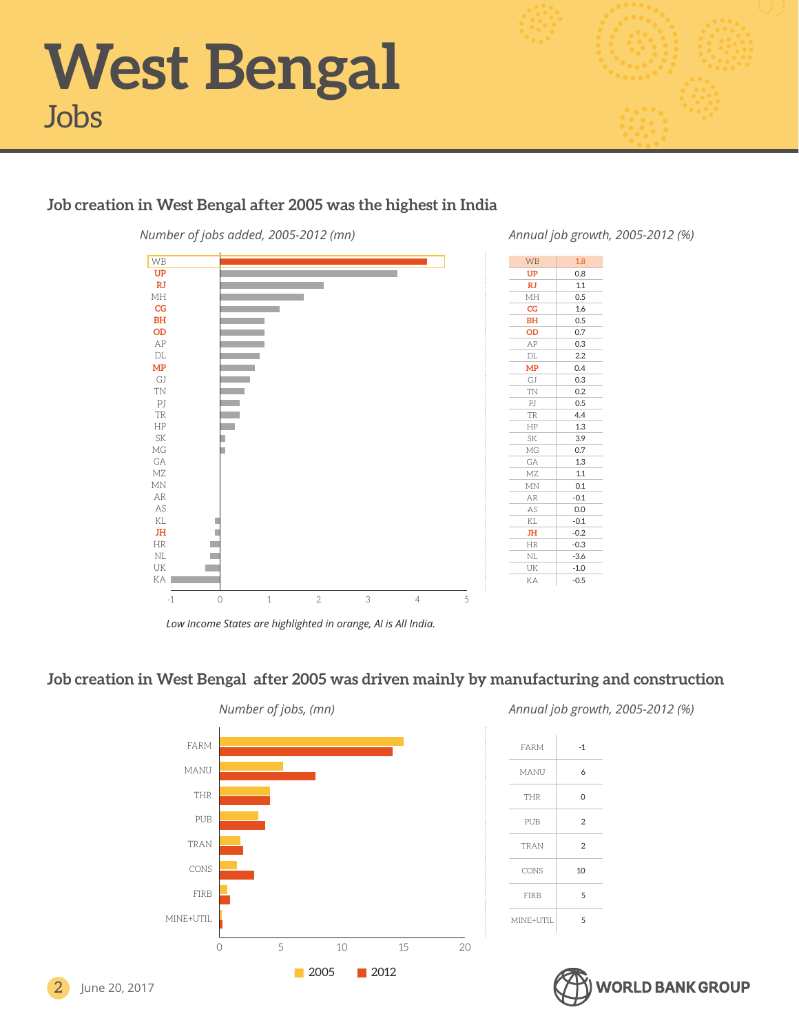# West Bengal

## Jobs

### Job creation in West Bengal after 2005 was the highest in India

*Number of jobs added, 2005-2012 (mn)*

*Annual job growth, 2005-2012 (%)*

| State | Annual job growth, 2005-2012 (%) |
|---|---|
| WB | 1.8 |
| UP | 0.8 |
| RJ | 1.1 |
| MH | 0.5 |
| CG | 1.6 |
| BH | 0.5 |
| OD | 0.7 |
| AP | 0.3 |
| DL | 2.2 |
| MP | 0.4 |
| GJ | 0.3 |
| TN | 0.2 |
| PJ | 0.5 |
| TR | 4.4 |
| HP | 1.3 |
| SK | 3.9 |
| MG | 0.7 |
| GA | 1.3 |
| MZ | 1.1 |
| MN | 0.1 |
| AR | -0.1 |
| AS | 0.0 |
| KL | -0.1 |
| JH | -0.2 |
| HR | -0.3 |
| NL | -3.6 |
| UK | -1.0 |
| KA | -0.5 |

*Low Income States are highlighted in orange, AI is All India.*

### Job creation in West Bengal after 2005 was driven mainly by manufacturing and construction

*Number of jobs, (mn)*

*Annual job growth, 2005-2012 (%)*

| Sector | Annual job growth, 2005-2012 (%) |
|---|---|
| FARM | -1 |
| MANU | 6 |
| THR | 0 |
| PUB | 2 |
| TRAN | 2 |
| CONS | 10 |
| FIRB | 5 |
| MINE+UTIL | 5 |

June 20, 2017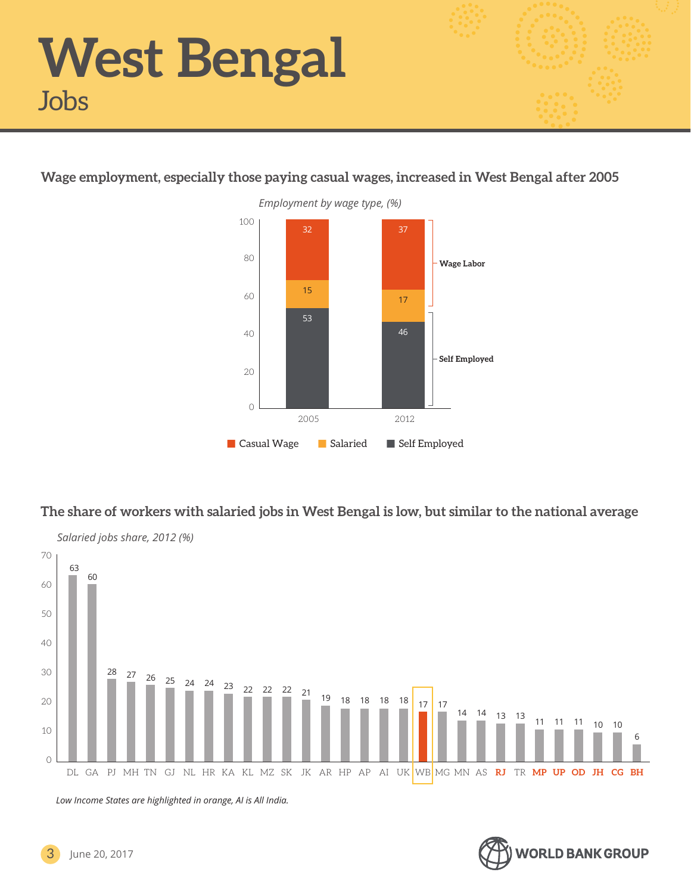# West Bengal

## Jobs

### Wage employment, especially those paying casual wages, increased in West Bengal after 2005

*Employment by wage type, (%)*

| Year | Casual Wage | Salaried | Self Employed |
|---|---|---|---|
| 2005 | 32 | 15 | 53 |
| 2012 | 37 | 17 | 46 |

Wage Labor = Casual Wage + Salaried; Self Employed

### The share of workers with salaried jobs in West Bengal is low, but similar to the national average

*Salaried jobs share, 2012 (%)*

| State | Share |
|---|---|
| DL | 63 |
| GA | 60 |
| PJ | 28 |
| MH | 27 |
| TN | 26 |
| GJ | 25 |
| NL | 24 |
| HR | 24 |
| KA | 23 |
| KL | 22 |
| MZ | 22 |
| SK | 22 |
| JK | 21 |
| AR | 19 |
| HP | 18 |
| AP | 18 |
| AI | 18 |
| UK | 18 |
| WB | 17 |
| MG | 17 |
| MN | 14 |
| AS | 14 |
| **RJ** | 13 |
| TR | 13 |
| **MP** | 11 |
| **UP** | 11 |
| **OD** | 11 |
| **JH** | 10 |
| **CG** | 10 |
| **BH** | 6 |

*Low Income States are highlighted in orange, AI is All India.*

June 20, 2017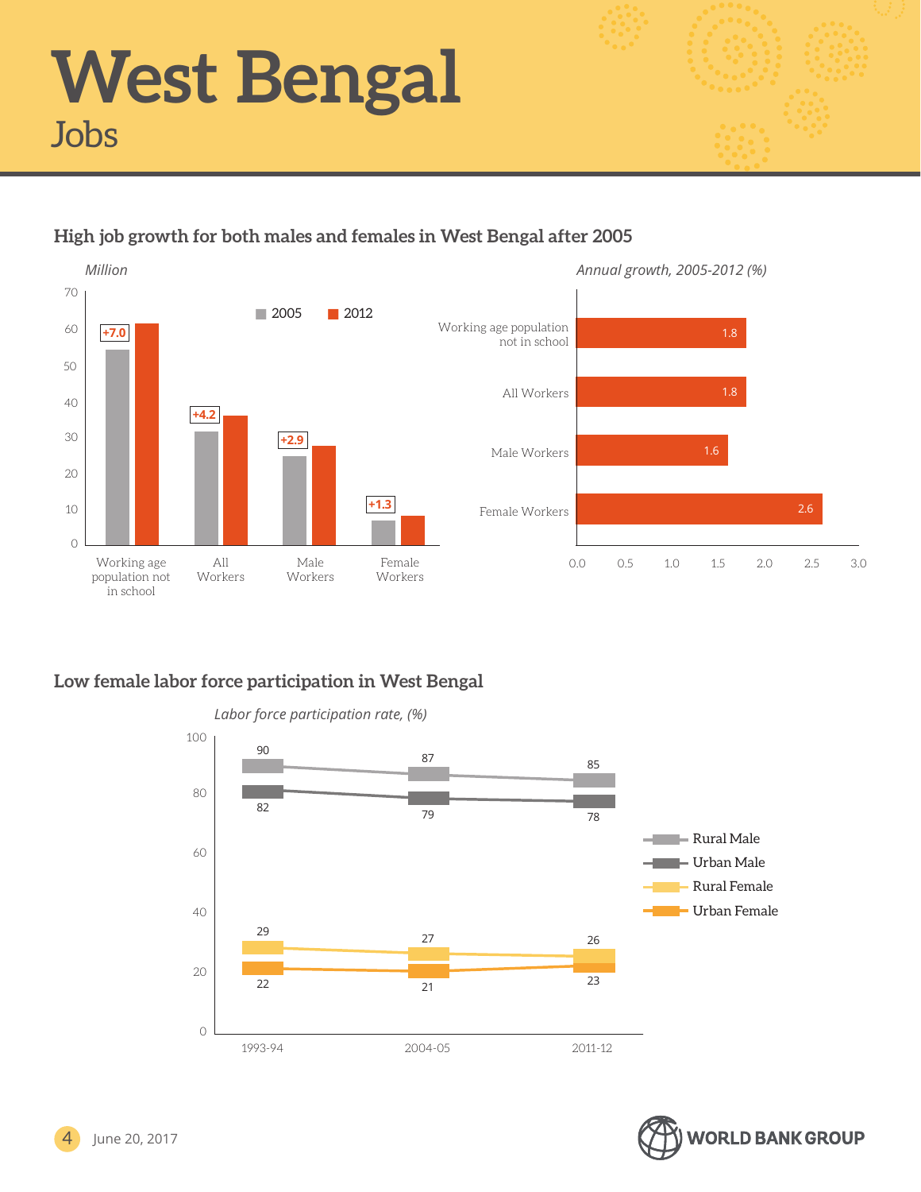# West Bengal

## Jobs

### High job growth for both males and females in West Bengal after 2005

*Million*

2005
2012

70
60
50
40
30
20
10
0

+7.0
+4.2
+2.9
+1.3

Working age population not in school
All Workers
Male Workers
Female Workers

*Annual growth, 2005-2012 (%)*

Working age population not in school 1.8
All Workers 1.8
Male Workers 1.6
Female Workers 2.6

0.0 0.5 1.0 1.5 2.0 2.5 3.0

### Low female labor force participation in West Bengal

*Labor force participation rate, (%)*

100
80
60
40
20
0

90 87 85
82 79 78
29 27 26
22 21 23

1993-94
2004-05
2011-12

Rural Male
Urban Male
Rural Female
Urban Female

June 20, 2017

WORLD BANK GROUP